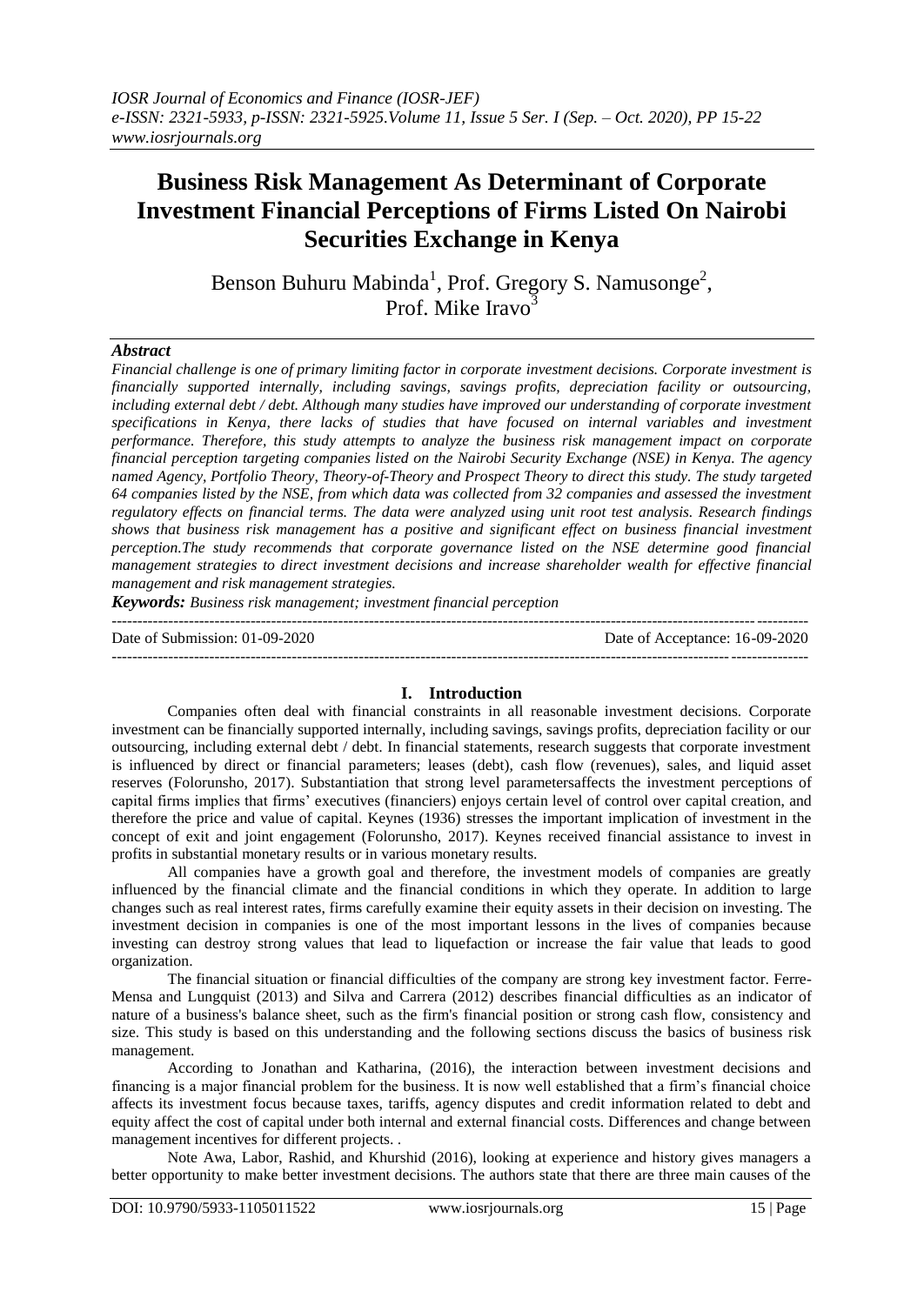# Business Risk Management As Determinant of Corporate Investment Financial Perceptions of Firms Listed On Nairobi Securities Exchange in Kenya

Benson Buhuru Mabinda[1], Prof. Gregory S. Namusonge[2], Prof. Mike Iravo[3]

***Abstract***

*Financial challenge is one of primary limiting factor in corporate investment decisions. Corporate investment is financially supported internally, including savings, savings profits, depreciation facility or outsourcing, including external debt / debt. Although many studies have improved our understanding of corporate investment specifications in Kenya, there lacks of studies that have focused on internal variables and investment performance. Therefore, this study attempts to analyze the business risk management impact on corporate financial perception targeting companies listed on the Nairobi Security Exchange (NSE) in Kenya. The agency named Agency, Portfolio Theory, Theory-of-Theory and Prospect Theory to direct this study. The study targeted 64 companies listed by the NSE, from which data was collected from 32 companies and assessed the investment regulatory effects on financial terms. The data were analyzed using unit root test analysis. Research findings shows that business risk management has a positive and significant effect on business financial investment perception.The study recommends that corporate governance listed on the NSE determine good financial management strategies to direct investment decisions and increase shareholder wealth for effective financial management and risk management strategies.*

***Keywords:*** *Business risk management; investment financial perception*

---

Date of Submission: 01-09-2020 Date of Acceptance: 16-09-2020

---

## I. Introduction

Companies often deal with financial constraints in all reasonable investment decisions. Corporate investment can be financially supported internally, including savings, savings profits, depreciation facility or our outsourcing, including external debt / debt. In financial statements, research suggests that corporate investment is influenced by direct or financial parameters; leases (debt), cash flow (revenues), sales, and liquid asset reserves (Folorunsho, 2017). Substantiation that strong level parametersaffects the investment perceptions of capital firms implies that firms' executives (financiers) enjoys certain level of control over capital creation, and therefore the price and value of capital. Keynes (1936) stresses the important implication of investment in the concept of exit and joint engagement (Folorunsho, 2017). Keynes received financial assistance to invest in profits in substantial monetary results or in various monetary results.

All companies have a growth goal and therefore, the investment models of companies are greatly influenced by the financial climate and the financial conditions in which they operate. In addition to large changes such as real interest rates, firms carefully examine their equity assets in their decision on investing. The investment decision in companies is one of the most important lessons in the lives of companies because investing can destroy strong values that lead to liquefaction or increase the fair value that leads to good organization.

The financial situation or financial difficulties of the company are strong key investment factor. Ferre-Mensa and Lungquist (2013) and Silva and Carrera (2012) describes financial difficulties as an indicator of nature of a business's balance sheet, such as the firm's financial position or strong cash flow, consistency and size. This study is based on this understanding and the following sections discuss the basics of business risk management.

According to Jonathan and Katharina, (2016), the interaction between investment decisions and financing is a major financial problem for the business. It is now well established that a firm's financial choice affects its investment focus because taxes, tariffs, agency disputes and credit information related to debt and equity affect the cost of capital under both internal and external financial costs. Differences and change between management incentives for different projects. .

Note Awa, Labor, Rashid, and Khurshid (2016), looking at experience and history gives managers a better opportunity to make better investment decisions. The authors state that there are three main causes of the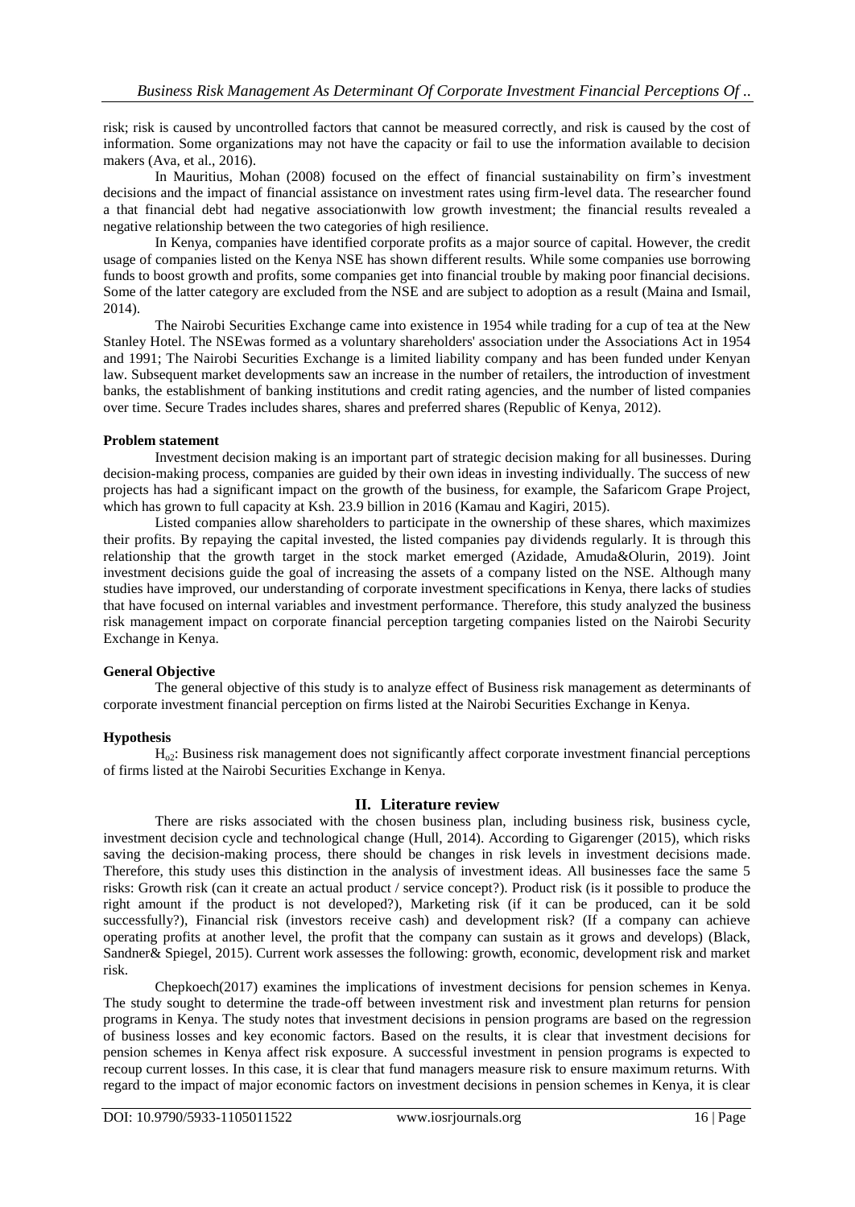risk; risk is caused by uncontrolled factors that cannot be measured correctly, and risk is caused by the cost of information. Some organizations may not have the capacity or fail to use the information available to decision makers (Ava, et al., 2016).

In Mauritius, Mohan (2008) focused on the effect of financial sustainability on firm's investment decisions and the impact of financial assistance on investment rates using firm-level data. The researcher found a that financial debt had negative associationwith low growth investment; the financial results revealed a negative relationship between the two categories of high resilience.

In Kenya, companies have identified corporate profits as a major source of capital. However, the credit usage of companies listed on the Kenya NSE has shown different results. While some companies use borrowing funds to boost growth and profits, some companies get into financial trouble by making poor financial decisions. Some of the latter category are excluded from the NSE and are subject to adoption as a result (Maina and Ismail, 2014).

The Nairobi Securities Exchange came into existence in 1954 while trading for a cup of tea at the New Stanley Hotel. The NSEwas formed as a voluntary shareholders' association under the Associations Act in 1954 and 1991; The Nairobi Securities Exchange is a limited liability company and has been funded under Kenyan law. Subsequent market developments saw an increase in the number of retailers, the introduction of investment banks, the establishment of banking institutions and credit rating agencies, and the number of listed companies over time. Secure Trades includes shares, shares and preferred shares (Republic of Kenya, 2012).

**Problem statement**

Investment decision making is an important part of strategic decision making for all businesses. During decision-making process, companies are guided by their own ideas in investing individually. The success of new projects has had a significant impact on the growth of the business, for example, the Safaricom Grape Project, which has grown to full capacity at Ksh. 23.9 billion in 2016 (Kamau and Kagiri, 2015).

Listed companies allow shareholders to participate in the ownership of these shares, which maximizes their profits. By repaying the capital invested, the listed companies pay dividends regularly. It is through this relationship that the growth target in the stock market emerged (Azidade, Amuda&Olurin, 2019). Joint investment decisions guide the goal of increasing the assets of a company listed on the NSE. Although many studies have improved, our understanding of corporate investment specifications in Kenya, there lacks of studies that have focused on internal variables and investment performance. Therefore, this study analyzed the business risk management impact on corporate financial perception targeting companies listed on the Nairobi Security Exchange in Kenya.

**General Objective**

The general objective of this study is to analyze effect of Business risk management as determinants of corporate investment financial perception on firms listed at the Nairobi Securities Exchange in Kenya.

**Hypothesis**

$H_{o2}$: Business risk management does not significantly affect corporate investment financial perceptions of firms listed at the Nairobi Securities Exchange in Kenya.

## II. Literature review

There are risks associated with the chosen business plan, including business risk, business cycle, investment decision cycle and technological change (Hull, 2014). According to Gigarenger (2015), which risks saving the decision-making process, there should be changes in risk levels in investment decisions made. Therefore, this study uses this distinction in the analysis of investment ideas. All businesses face the same 5 risks: Growth risk (can it create an actual product / service concept?). Product risk (is it possible to produce the right amount if the product is not developed?), Marketing risk (if it can be produced, can it be sold successfully?), Financial risk (investors receive cash) and development risk? (If a company can achieve operating profits at another level, the profit that the company can sustain as it grows and develops) (Black, Sandner& Spiegel, 2015). Current work assesses the following: growth, economic, development risk and market risk.

Chepkoech(2017) examines the implications of investment decisions for pension schemes in Kenya. The study sought to determine the trade-off between investment risk and investment plan returns for pension programs in Kenya. The study notes that investment decisions in pension programs are based on the regression of business losses and key economic factors. Based on the results, it is clear that investment decisions for pension schemes in Kenya affect risk exposure. A successful investment in pension programs is expected to recoup current losses. In this case, it is clear that fund managers measure risk to ensure maximum returns. With regard to the impact of major economic factors on investment decisions in pension schemes in Kenya, it is clear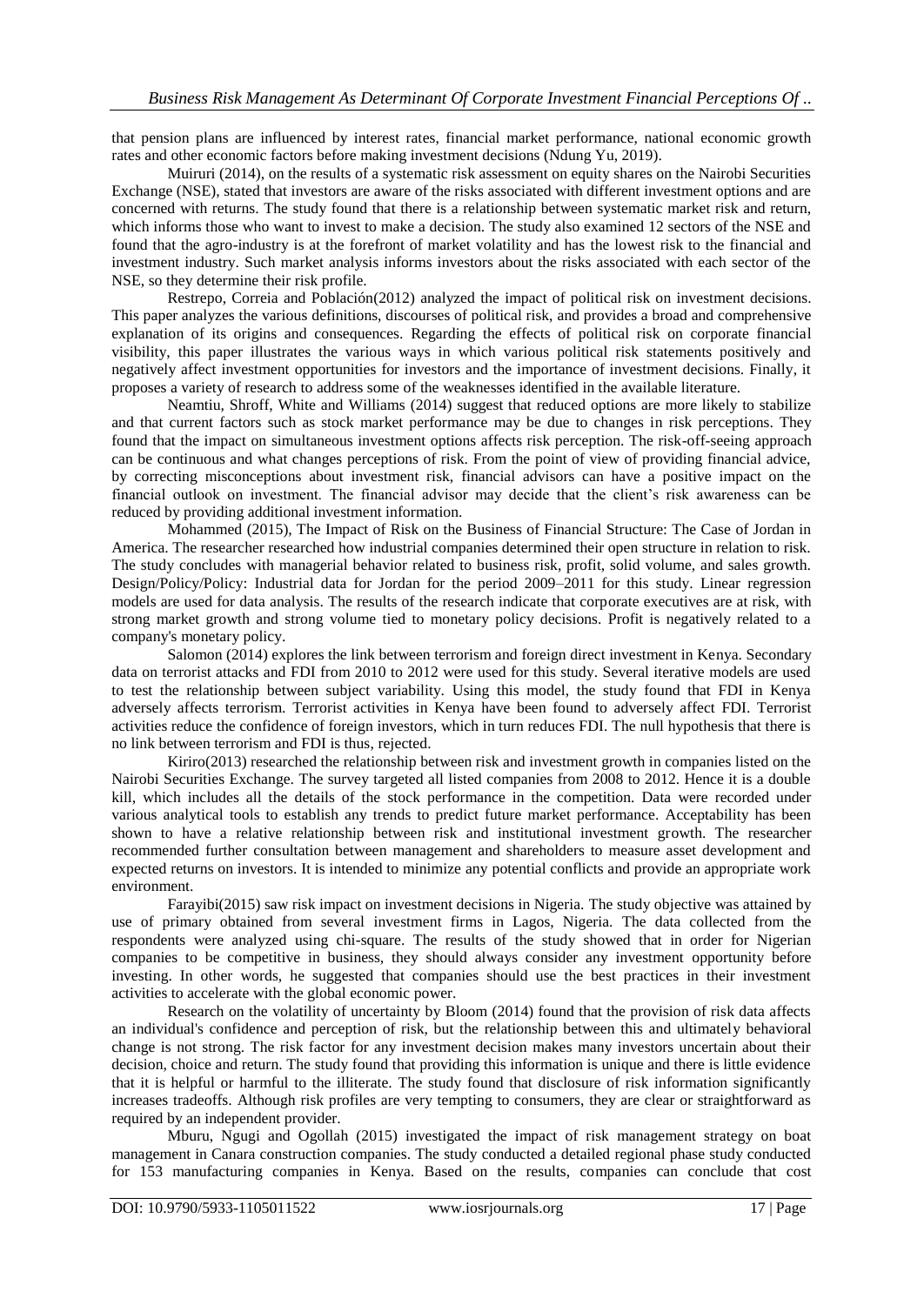that pension plans are influenced by interest rates, financial market performance, national economic growth rates and other economic factors before making investment decisions (Ndung Yu, 2019).

Muiruri (2014), on the results of a systematic risk assessment on equity shares on the Nairobi Securities Exchange (NSE), stated that investors are aware of the risks associated with different investment options and are concerned with returns. The study found that there is a relationship between systematic market risk and return, which informs those who want to invest to make a decision. The study also examined 12 sectors of the NSE and found that the agro-industry is at the forefront of market volatility and has the lowest risk to the financial and investment industry. Such market analysis informs investors about the risks associated with each sector of the NSE, so they determine their risk profile.

Restrepo, Correia and Población(2012) analyzed the impact of political risk on investment decisions. This paper analyzes the various definitions, discourses of political risk, and provides a broad and comprehensive explanation of its origins and consequences. Regarding the effects of political risk on corporate financial visibility, this paper illustrates the various ways in which various political risk statements positively and negatively affect investment opportunities for investors and the importance of investment decisions. Finally, it proposes a variety of research to address some of the weaknesses identified in the available literature.

Neamtiu, Shroff, White and Williams (2014) suggest that reduced options are more likely to stabilize and that current factors such as stock market performance may be due to changes in risk perceptions. They found that the impact on simultaneous investment options affects risk perception. The risk-off-seeing approach can be continuous and what changes perceptions of risk. From the point of view of providing financial advice, by correcting misconceptions about investment risk, financial advisors can have a positive impact on the financial outlook on investment. The financial advisor may decide that the client's risk awareness can be reduced by providing additional investment information.

Mohammed (2015), The Impact of Risk on the Business of Financial Structure: The Case of Jordan in America. The researcher researched how industrial companies determined their open structure in relation to risk. The study concludes with managerial behavior related to business risk, profit, solid volume, and sales growth. Design/Policy/Policy: Industrial data for Jordan for the period 2009–2011 for this study. Linear regression models are used for data analysis. The results of the research indicate that corporate executives are at risk, with strong market growth and strong volume tied to monetary policy decisions. Profit is negatively related to a company's monetary policy.

Salomon (2014) explores the link between terrorism and foreign direct investment in Kenya. Secondary data on terrorist attacks and FDI from 2010 to 2012 were used for this study. Several iterative models are used to test the relationship between subject variability. Using this model, the study found that FDI in Kenya adversely affects terrorism. Terrorist activities in Kenya have been found to adversely affect FDI. Terrorist activities reduce the confidence of foreign investors, which in turn reduces FDI. The null hypothesis that there is no link between terrorism and FDI is thus, rejected.

Kiriro(2013) researched the relationship between risk and investment growth in companies listed on the Nairobi Securities Exchange. The survey targeted all listed companies from 2008 to 2012. Hence it is a double kill, which includes all the details of the stock performance in the competition. Data were recorded under various analytical tools to establish any trends to predict future market performance. Acceptability has been shown to have a relative relationship between risk and institutional investment growth. The researcher recommended further consultation between management and shareholders to measure asset development and expected returns on investors. It is intended to minimize any potential conflicts and provide an appropriate work environment.

Farayibi(2015) saw risk impact on investment decisions in Nigeria. The study objective was attained by use of primary obtained from several investment firms in Lagos, Nigeria. The data collected from the respondents were analyzed using chi-square. The results of the study showed that in order for Nigerian companies to be competitive in business, they should always consider any investment opportunity before investing. In other words, he suggested that companies should use the best practices in their investment activities to accelerate with the global economic power.

Research on the volatility of uncertainty by Bloom (2014) found that the provision of risk data affects an individual's confidence and perception of risk, but the relationship between this and ultimately behavioral change is not strong. The risk factor for any investment decision makes many investors uncertain about their decision, choice and return. The study found that providing this information is unique and there is little evidence that it is helpful or harmful to the illiterate. The study found that disclosure of risk information significantly increases tradeoffs. Although risk profiles are very tempting to consumers, they are clear or straightforward as required by an independent provider.

Mburu, Ngugi and Ogollah (2015) investigated the impact of risk management strategy on boat management in Canara construction companies. The study conducted a detailed regional phase study conducted for 153 manufacturing companies in Kenya. Based on the results, companies can conclude that cost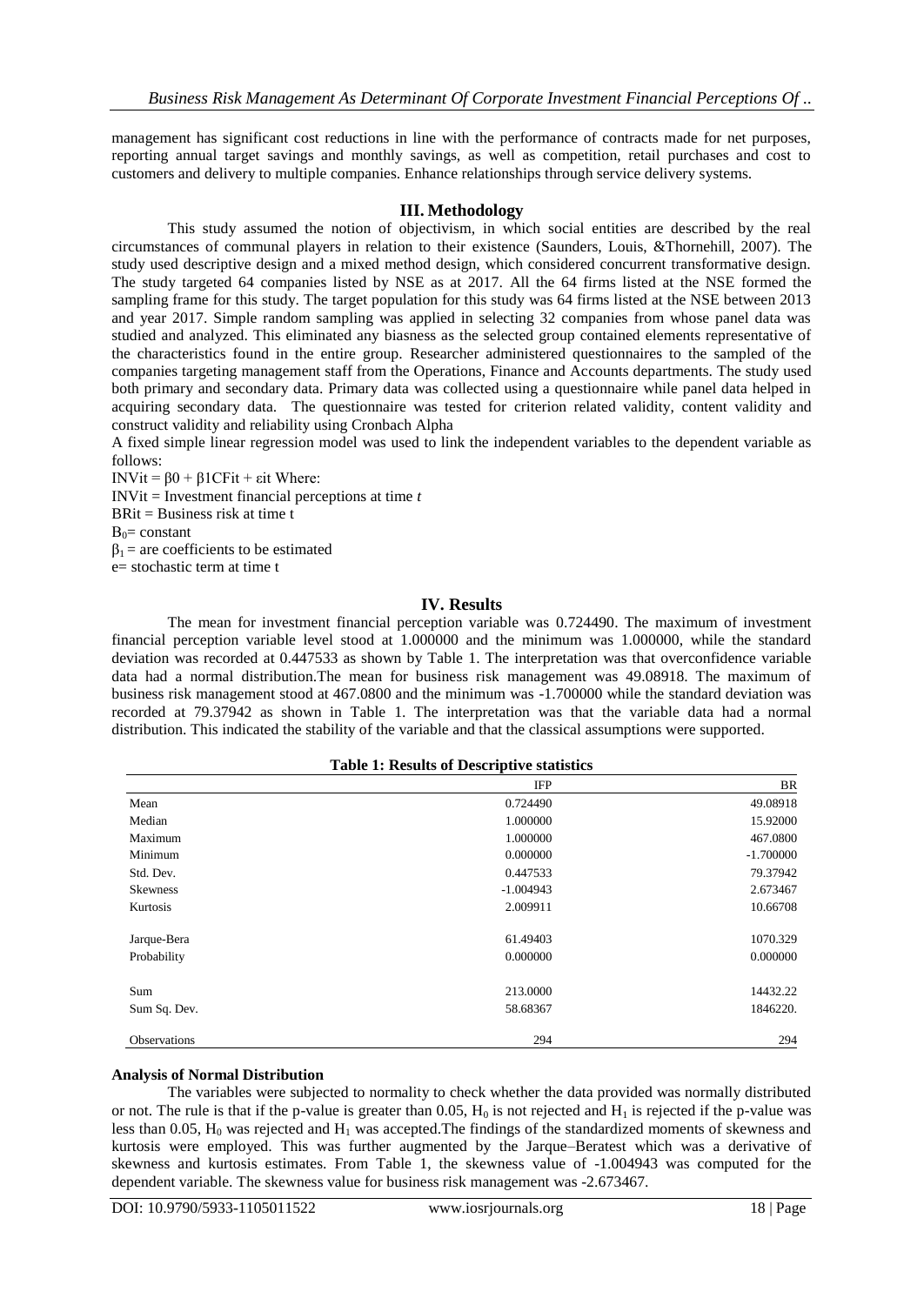management has significant cost reductions in line with the performance of contracts made for net purposes, reporting annual target savings and monthly savings, as well as competition, retail purchases and cost to customers and delivery to multiple companies. Enhance relationships through service delivery systems.

## III. Methodology

This study assumed the notion of objectivism, in which social entities are described by the real circumstances of communal players in relation to their existence (Saunders, Louis, &Thornehill, 2007). The study used descriptive design and a mixed method design, which considered concurrent transformative design. The study targeted 64 companies listed by NSE as at 2017. All the 64 firms listed at the NSE formed the sampling frame for this study. The target population for this study was 64 firms listed at the NSE between 2013 and year 2017. Simple random sampling was applied in selecting 32 companies from whose panel data was studied and analyzed. This eliminated any biasness as the selected group contained elements representative of the characteristics found in the entire group. Researcher administered questionnaires to the sampled of the companies targeting management staff from the Operations, Finance and Accounts departments. The study used both primary and secondary data. Primary data was collected using a questionnaire while panel data helped in acquiring secondary data. The questionnaire was tested for criterion related validity, content validity and construct validity and reliability using Cronbach Alpha

A fixed simple linear regression model was used to link the independent variables to the dependent variable as follows:

$INVit = \beta 0 + \beta 1CFit + \varepsilon it$ Where:

INVit = Investment financial perceptions at time *t*

BRit = Business risk at time t

$B_0$= constant

$\beta_1$ = are coefficients to be estimated

e= stochastic term at time t

## IV. Results

The mean for investment financial perception variable was 0.724490. The maximum of investment financial perception variable level stood at 1.000000 and the minimum was 1.000000, while the standard deviation was recorded at 0.447533 as shown by Table 1. The interpretation was that overconfidence variable data had a normal distribution.The mean for business risk management was 49.08918. The maximum of business risk management stood at 467.0800 and the minimum was -1.700000 while the standard deviation was recorded at 79.37942 as shown in Table 1. The interpretation was that the variable data had a normal distribution. This indicated the stability of the variable and that the classical assumptions were supported.

**Table 1: Results of Descriptive statistics**

| | IFP | BR |
|---|---|---|
| Mean | 0.724490 | 49.08918 |
| Median | 1.000000 | 15.92000 |
| Maximum | 1.000000 | 467.0800 |
| Minimum | 0.000000 | -1.700000 |
| Std. Dev. | 0.447533 | 79.37942 |
| Skewness | -1.004943 | 2.673467 |
| Kurtosis | 2.009911 | 10.66708 |
| Jarque-Bera | 61.49403 | 1070.329 |
| Probability | 0.000000 | 0.000000 |
| Sum | 213.0000 | 14432.22 |
| Sum Sq. Dev. | 58.68367 | 1846220. |
| Observations | 294 | 294 |

**Analysis of Normal Distribution**

The variables were subjected to normality to check whether the data provided was normally distributed or not. The rule is that if the p-value is greater than 0.05, $H_0$ is not rejected and $H_1$ is rejected if the p-value was less than 0.05, $H_0$ was rejected and $H_1$ was accepted.The findings of the standardized moments of skewness and kurtosis were employed. This was further augmented by the Jarque–Beratest which was a derivative of skewness and kurtosis estimates. From Table 1, the skewness value of -1.004943 was computed for the dependent variable. The skewness value for business risk management was -2.673467.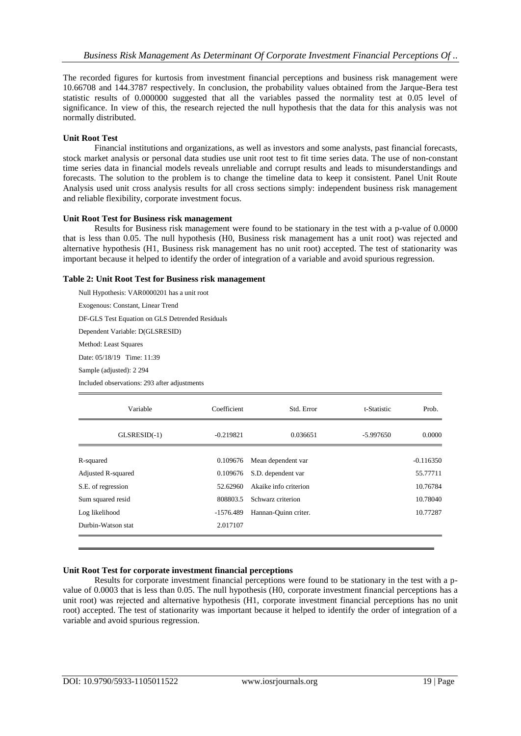The recorded figures for kurtosis from investment financial perceptions and business risk management were 10.66708 and 144.3787 respectively. In conclusion, the probability values obtained from the Jarque-Bera test statistic results of 0.000000 suggested that all the variables passed the normality test at 0.05 level of significance. In view of this, the research rejected the null hypothesis that the data for this analysis was not normally distributed.

**Unit Root Test**

Financial institutions and organizations, as well as investors and some analysts, past financial forecasts, stock market analysis or personal data studies use unit root test to fit time series data. The use of non-constant time series data in financial models reveals unreliable and corrupt results and leads to misunderstandings and forecasts. The solution to the problem is to change the timeline data to keep it consistent. Panel Unit Route Analysis used unit cross analysis results for all cross sections simply: independent business risk management and reliable flexibility, corporate investment focus.

**Unit Root Test for Business risk management**

Results for Business risk management were found to be stationary in the test with a p-value of 0.0000 that is less than 0.05. The null hypothesis (H0, Business risk management has a unit root) was rejected and alternative hypothesis (H1, Business risk management has no unit root) accepted. The test of stationarity was important because it helped to identify the order of integration of a variable and avoid spurious regression.

**Table 2: Unit Root Test for Business risk management**

Null Hypothesis: VAR0000201 has a unit root

Exogenous: Constant, Linear Trend

DF-GLS Test Equation on GLS Detrended Residuals

Dependent Variable: D(GLSRESID)

Method: Least Squares

Date: 05/18/19 Time: 11:39

Sample (adjusted): 2 294

Included observations: 293 after adjustments

| Variable | Coefficient | Std. Error | t-Statistic | Prob. |
|---|---|---|---|---|
| GLSRESID(-1) | -0.219821 | 0.036651 | -5.997650 | 0.0000 |

| | | | |
|---|---|---|---|
| R-squared | 0.109676 | Mean dependent var | -0.116350 |
| Adjusted R-squared | 0.109676 | S.D. dependent var | 55.77711 |
| S.E. of regression | 52.62960 | Akaike info criterion | 10.76784 |
| Sum squared resid | 808803.5 | Schwarz criterion | 10.78040 |
| Log likelihood | -1576.489 | Hannan-Quinn criter. | 10.77287 |
| Durbin-Watson stat | 2.017107 | | |

**Unit Root Test for corporate investment financial perceptions**

Results for corporate investment financial perceptions were found to be stationary in the test with a p-value of 0.0003 that is less than 0.05. The null hypothesis (H0, corporate investment financial perceptions has a unit root) was rejected and alternative hypothesis (H1, corporate investment financial perceptions has no unit root) accepted. The test of stationarity was important because it helped to identify the order of integration of a variable and avoid spurious regression.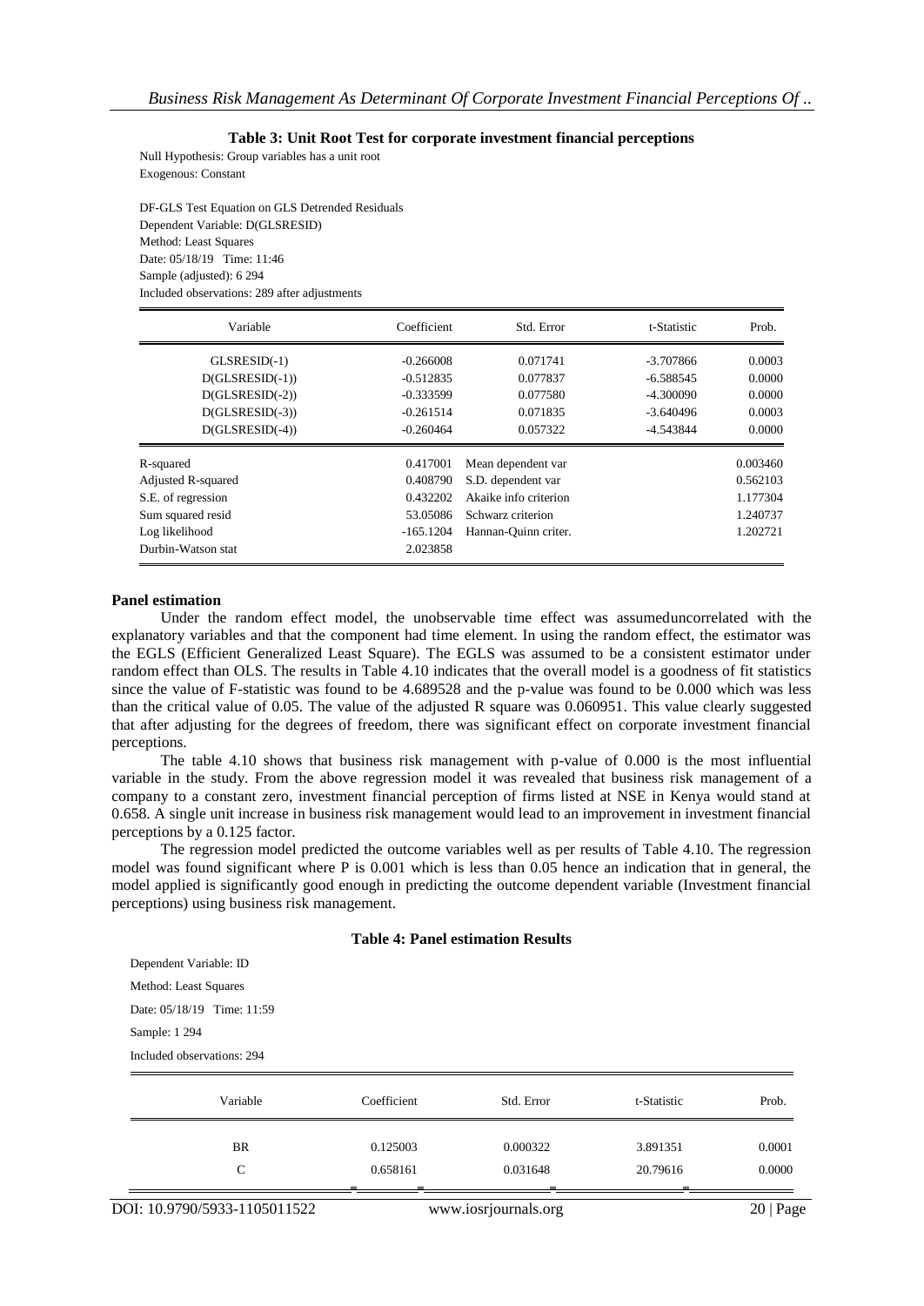**Table 3: Unit Root Test for corporate investment financial perceptions**

Null Hypothesis: Group variables has a unit root
Exogenous: Constant

DF-GLS Test Equation on GLS Detrended Residuals
Dependent Variable: D(GLSRESID)
Method: Least Squares
Date: 05/18/19 Time: 11:46
Sample (adjusted): 6 294
Included observations: 289 after adjustments

| Variable | Coefficient | Std. Error | t-Statistic | Prob. |
|---|---|---|---|---|
| GLSRESID(-1) | -0.266008 | 0.071741 | -3.707866 | 0.0003 |
| D(GLSRESID(-1)) | -0.512835 | 0.077837 | -6.588545 | 0.0000 |
| D(GLSRESID(-2)) | -0.333599 | 0.077580 | -4.300090 | 0.0000 |
| D(GLSRESID(-3)) | -0.261514 | 0.071835 | -3.640496 | 0.0003 |
| D(GLSRESID(-4)) | -0.260464 | 0.057322 | -4.543844 | 0.0000 |

| | | | |
|---|---|---|---|
| R-squared | 0.417001 | Mean dependent var | 0.003460 |
| Adjusted R-squared | 0.408790 | S.D. dependent var | 0.562103 |
| S.E. of regression | 0.432202 | Akaike info criterion | 1.177304 |
| Sum squared resid | 53.05086 | Schwarz criterion | 1.240737 |
| Log likelihood | -165.1204 | Hannan-Quinn criter. | 1.202721 |
| Durbin-Watson stat | 2.023858 | | |

**Panel estimation**

Under the random effect model, the unobservable time effect was assumeduncorrelated with the explanatory variables and that the component had time element. In using the random effect, the estimator was the EGLS (Efficient Generalized Least Square). The EGLS was assumed to be a consistent estimator under random effect than OLS. The results in Table 4.10 indicates that the overall model is a goodness of fit statistics since the value of F-statistic was found to be 4.689528 and the p-value was found to be 0.000 which was less than the critical value of 0.05. The value of the adjusted R square was 0.060951. This value clearly suggested that after adjusting for the degrees of freedom, there was significant effect on corporate investment financial perceptions.

The table 4.10 shows that business risk management with p-value of 0.000 is the most influential variable in the study. From the above regression model it was revealed that business risk management of a company to a constant zero, investment financial perception of firms listed at NSE in Kenya would stand at 0.658. A single unit increase in business risk management would lead to an improvement in investment financial perceptions by a 0.125 factor.

The regression model predicted the outcome variables well as per results of Table 4.10. The regression model was found significant where P is 0.001 which is less than 0.05 hence an indication that in general, the model applied is significantly good enough in predicting the outcome dependent variable (Investment financial perceptions) using business risk management.

**Table 4: Panel estimation Results**

Dependent Variable: ID
Method: Least Squares
Date: 05/18/19 Time: 11:59
Sample: 1 294
Included observations: 294

| Variable | Coefficient | Std. Error | t-Statistic | Prob. |
|---|---|---|---|---|
| BR | 0.125003 | 0.000322 | 3.891351 | 0.0001 |
| C | 0.658161 | 0.031648 | 20.79616 | 0.0000 |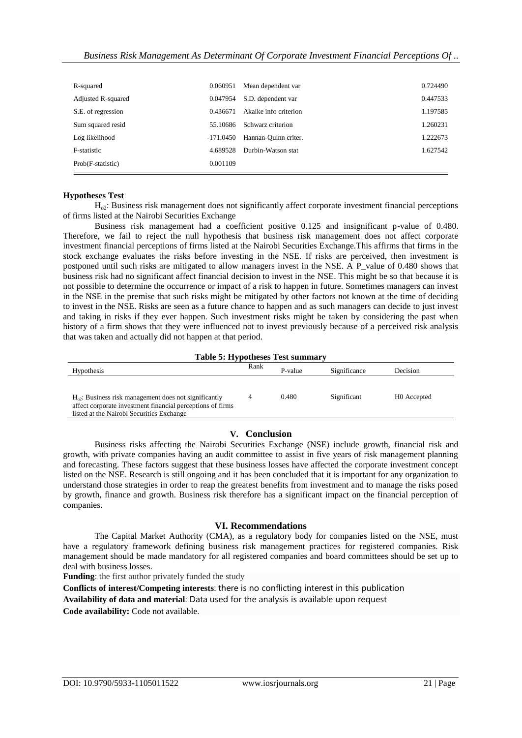| | | | |
|---|---|---|---|
| R-squared | 0.060951 | Mean dependent var | 0.724490 |
| Adjusted R-squared | 0.047954 | S.D. dependent var | 0.447533 |
| S.E. of regression | 0.436671 | Akaike info criterion | 1.197585 |
| Sum squared resid | 55.10686 | Schwarz criterion | 1.260231 |
| Log likelihood | -171.0450 | Hannan-Quinn criter. | 1.222673 |
| F-statistic | 4.689528 | Durbin-Watson stat | 1.627542 |
| Prob(F-statistic) | 0.001109 | | |

**Hypotheses Test**

$H_{o2}$: Business risk management does not significantly affect corporate investment financial perceptions of firms listed at the Nairobi Securities Exchange

Business risk management had a coefficient positive 0.125 and insignificant p-value of 0.480. Therefore, we fail to reject the null hypothesis that business risk management does not affect corporate investment financial perceptions of firms listed at the Nairobi Securities Exchange.This affirms that firms in the stock exchange evaluates the risks before investing in the NSE. If risks are perceived, then investment is postponed until such risks are mitigated to allow managers invest in the NSE. A P_value of 0.480 shows that business risk had no significant affect financial decision to invest in the NSE. This might be so that because it is not possible to determine the occurrence or impact of a risk to happen in future. Sometimes managers can invest in the NSE in the premise that such risks might be mitigated by other factors not known at the time of deciding to invest in the NSE. Risks are seen as a future chance to happen and as such managers can decide to just invest and taking in risks if they ever happen. Such investment risks might be taken by considering the past when history of a firm shows that they were influenced not to invest previously because of a perceived risk analysis that was taken and actually did not happen at that period.

**Table 5: Hypotheses Test summary**

| Hypothesis | Rank | P-value | Significance | Decision |
|---|---|---|---|---|
| $H_{o2}$: Business risk management does not significantly affect corporate investment financial perceptions of firms listed at the Nairobi Securities Exchange | 4 | 0.480 | Significant | H0 Accepted |

## V. Conclusion

Business risks affecting the Nairobi Securities Exchange (NSE) include growth, financial risk and growth, with private companies having an audit committee to assist in five years of risk management planning and forecasting. These factors suggest that these business losses have affected the corporate investment concept listed on the NSE. Research is still ongoing and it has been concluded that it is important for any organization to understand those strategies in order to reap the greatest benefits from investment and to manage the risks posed by growth, finance and growth. Business risk therefore has a significant impact on the financial perception of companies.

## VI. Recommendations

The Capital Market Authority (CMA), as a regulatory body for companies listed on the NSE, must have a regulatory framework defining business risk management practices for registered companies. Risk management should be made mandatory for all registered companies and board committees should be set up to deal with business losses.

**Funding**: the first author privately funded the study

**Conflicts of interest/Competing interests**: there is no conflicting interest in this publication

**Availability of data and material**: Data used for the analysis is available upon request

**Code availability:** Code not available.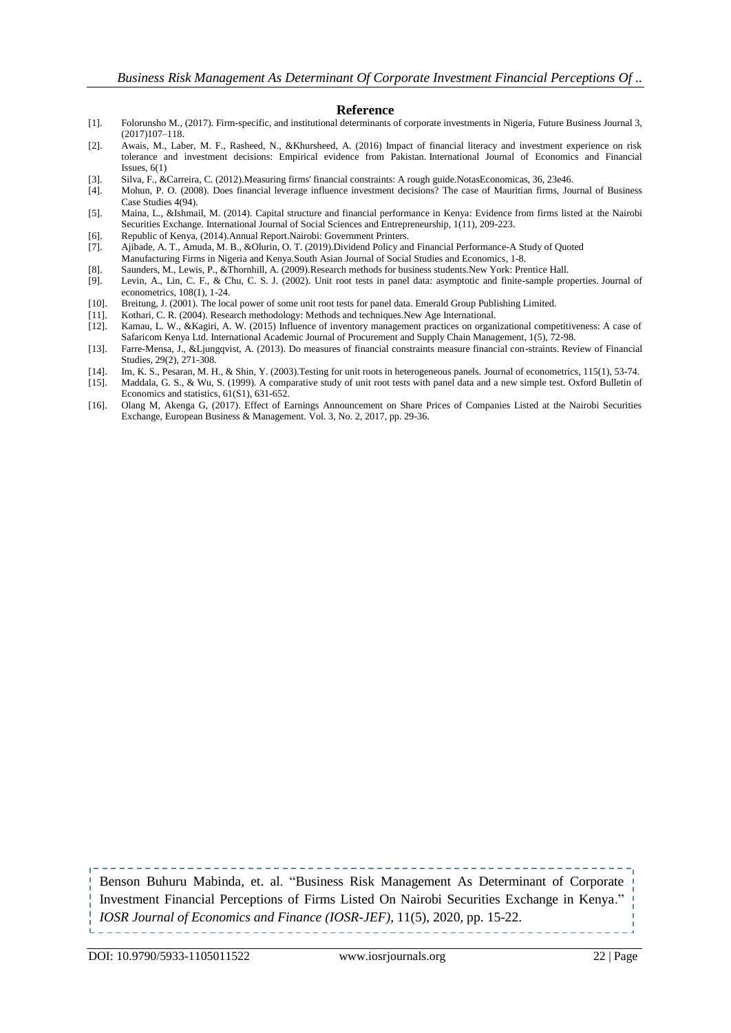## Reference

[1]. Folorunsho M., (2017). Firm-specific, and institutional determinants of corporate investments in Nigeria, Future Business Journal 3, (2017)107–118.

[2]. Awais, M., Laber, M. F., Rasheed, N., &Khursheed, A. (2016) Impact of financial literacy and investment experience on risk tolerance and investment decisions: Empirical evidence from Pakistan. International Journal of Economics and Financial Issues, 6(1)

[3]. Silva, F., &Carreira, C. (2012).Measuring firms' financial constraints: A rough guide.NotasEconomicas, 36, 23e46.

[4]. Mohun, P. O. (2008). Does financial leverage influence investment decisions? The case of Mauritian firms, Journal of Business Case Studies 4(94).

[5]. Maina, L., &Ishmail, M. (2014). Capital structure and financial performance in Kenya: Evidence from firms listed at the Nairobi Securities Exchange. International Journal of Social Sciences and Entrepreneurship, 1(11), 209-223.

[6]. Republic of Kenya, (2014).Annual Report.Nairobi: Government Printers.

[7]. Ajibade, A. T., Amuda, M. B., &Olurin, O. T. (2019).Dividend Policy and Financial Performance-A Study of Quoted Manufacturing Firms in Nigeria and Kenya.South Asian Journal of Social Studies and Economics, 1-8.

[8]. Saunders, M., Lewis, P., &Thornhill, A. (2009).Research methods for business students.New York: Prentice Hall.

[9]. Levin, A., Lin, C. F., & Chu, C. S. J. (2002). Unit root tests in panel data: asymptotic and finite-sample properties. Journal of econometrics, 108(1), 1-24.

[10]. Breitung, J. (2001). The local power of some unit root tests for panel data. Emerald Group Publishing Limited.

[11]. Kothari, C. R. (2004). Research methodology: Methods and techniques.New Age International.

[12]. Kamau, L. W., &Kagiri, A. W. (2015) Influence of inventory management practices on organizational competitiveness: A case of Safaricom Kenya Ltd. International Academic Journal of Procurement and Supply Chain Management, 1(5), 72-98.

[13]. Farre-Mensa, J., &Ljungqvist, A. (2013). Do measures of financial constraints measure financial con-straints. Review of Financial Studies, 29(2), 271-308.

[14]. Im, K. S., Pesaran, M. H., & Shin, Y. (2003).Testing for unit roots in heterogeneous panels. Journal of econometrics, 115(1), 53-74.

[15]. Maddala, G. S., & Wu, S. (1999). A comparative study of unit root tests with panel data and a new simple test. Oxford Bulletin of Economics and statistics, 61(S1), 631-652.

[16]. Olang M, Akenga G, (2017). Effect of Earnings Announcement on Share Prices of Companies Listed at the Nairobi Securities Exchange, European Business & Management. Vol. 3, No. 2, 2017, pp. 29-36.

Benson Buhuru Mabinda, et. al. "Business Risk Management As Determinant of Corporate Investment Financial Perceptions of Firms Listed On Nairobi Securities Exchange in Kenya." *IOSR Journal of Economics and Finance (IOSR-JEF)*, 11(5), 2020, pp. 15-22.